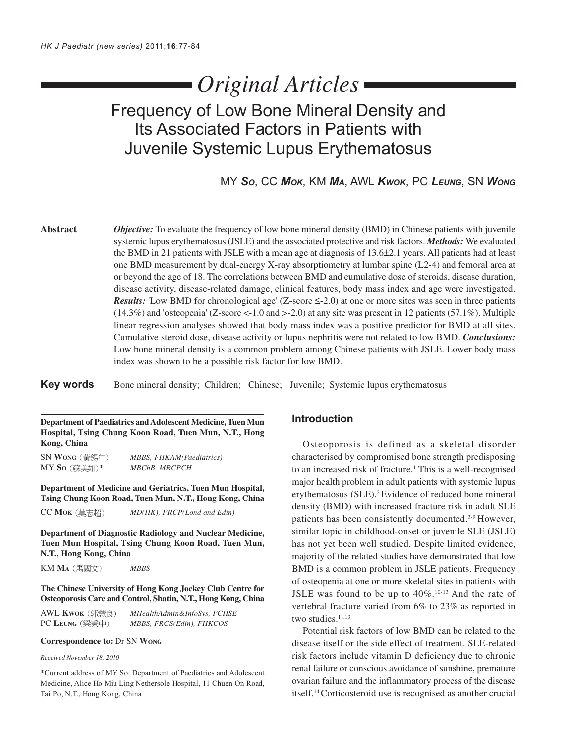# Original Articles

## Frequency of Low Bone Mineral Density and Its Associated Factors in Patients with Juvenile Systemic Lupus Erythematosus

MY **So**, CC **Mok**, KM **Ma**, AWL **Kwok**, PC **Leung**, SN **Wong**

**Abstract**

***Objective:*** To evaluate the frequency of low bone mineral density (BMD) in Chinese patients with juvenile systemic lupus erythematosus (JSLE) and the associated protective and risk factors. ***Methods:*** We evaluated the BMD in 21 patients with JSLE with a mean age at diagnosis of 13.6±2.1 years. All patients had at least one BMD measurement by dual-energy X-ray absorptiometry at lumbar spine (L2-4) and femoral area at or beyond the age of 18. The correlations between BMD and cumulative dose of steroids, disease duration, disease activity, disease-related damage, clinical features, body mass index and age were investigated. ***Results:*** 'Low BMD for chronological age' (Z-score ≤-2.0) at one or more sites was seen in three patients (14.3%) and 'osteopenia' (Z-score <-1.0 and >-2.0) at any site was present in 12 patients (57.1%). Multiple linear regression analyses showed that body mass index was a positive predictor for BMD at all sites. Cumulative steroid dose, disease activity or lupus nephritis were not related to low BMD. ***Conclusions:*** Low bone mineral density is a common problem among Chinese patients with JSLE. Lower body mass index was shown to be a possible risk factor for low BMD.

**Key words** Bone mineral density; Children; Chinese; Juvenile; Systemic lupus erythematosus

**Department of Paediatrics and Adolescent Medicine, Tuen Mun Hospital, Tsing Chung Koon Road, Tuen Mun, N.T., Hong Kong, China**

SN Wong (黃錫年) *MBBS, FHKAM(Paediatrics)*
MY So (蘇美如)* *MBChB, MRCPCH*

**Department of Medicine and Geriatrics, Tuen Mun Hospital, Tsing Chung Koon Road, Tuen Mun, N.T., Hong Kong, China**

CC Mok (莫志超) *MD(HK), FRCP(Lond and Edin)*

**Department of Diagnostic Radiology and Nuclear Medicine, Tuen Mun Hospital, Tsing Chung Koon Road, Tuen Mun, N.T., Hong Kong, China**

KM Ma (馬國文) *MBBS*

**The Chinese University of Hong Kong Jockey Club Centre for Osteoporosis Care and Control, Shatin, N.T., Hong Kong, China**

AWL Kwok (郭慧良) *MHealthAdmin&InfoSys, FCHSE*
PC Leung (梁秉中) *MBBS, FRCS(Edin), FHKCOS*

**Correspondence to:** Dr SN Wong

*Received November 18, 2010*

*Current address of MY So: Department of Paediatrics and Adolescent Medicine, Alice Ho Miu Ling Nethersole Hospital, 11 Chuen On Road, Tai Po, N.T., Hong Kong, China

## Introduction

Osteoporosis is defined as a skeletal disorder characterised by compromised bone strength predisposing to an increased risk of fracture.[1] This is a well-recognised major health problem in adult patients with systemic lupus erythematosus (SLE).[2] Evidence of reduced bone mineral density (BMD) with increased fracture risk in adult SLE patients has been consistently documented.[3-9] However, similar topic in childhood-onset or juvenile SLE (JSLE) has not yet been well studied. Despite limited evidence, majority of the related studies have demonstrated that low BMD is a common problem in JSLE patients. Frequency of osteopenia at one or more skeletal sites in patients with JSLE was found to be up to 40%.[10-13] And the rate of vertebral fracture varied from 6% to 23% as reported in two studies.[11,13]

Potential risk factors of low BMD can be related to the disease itself or the side effect of treatment. SLE-related risk factors include vitamin D deficiency due to chronic renal failure or conscious avoidance of sunshine, premature ovarian failure and the inflammatory process of the disease itself.[14] Corticosteroid use is recognised as another crucial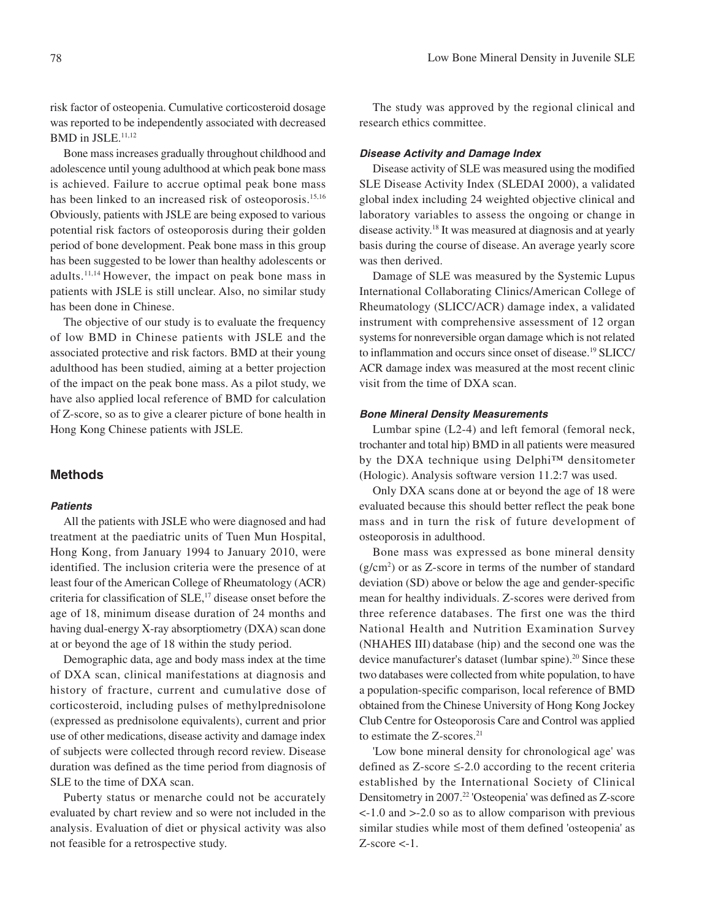risk factor of osteopenia. Cumulative corticosteroid dosage was reported to be independently associated with decreased BMD in JSLE.[11,12]

Bone mass increases gradually throughout childhood and adolescence until young adulthood at which peak bone mass is achieved. Failure to accrue optimal peak bone mass has been linked to an increased risk of osteoporosis.[15,16] Obviously, patients with JSLE are being exposed to various potential risk factors of osteoporosis during their golden period of bone development. Peak bone mass in this group has been suggested to be lower than healthy adolescents or adults.[11,14] However, the impact on peak bone mass in patients with JSLE is still unclear. Also, no similar study has been done in Chinese.

The objective of our study is to evaluate the frequency of low BMD in Chinese patients with JSLE and the associated protective and risk factors. BMD at their young adulthood has been studied, aiming at a better projection of the impact on the peak bone mass. As a pilot study, we have also applied local reference of BMD for calculation of Z-score, so as to give a clearer picture of bone health in Hong Kong Chinese patients with JSLE.

## Methods

### *Patients*

All the patients with JSLE who were diagnosed and had treatment at the paediatric units of Tuen Mun Hospital, Hong Kong, from January 1994 to January 2010, were identified. The inclusion criteria were the presence of at least four of the American College of Rheumatology (ACR) criteria for classification of SLE,[17] disease onset before the age of 18, minimum disease duration of 24 months and having dual-energy X-ray absorptiometry (DXA) scan done at or beyond the age of 18 within the study period.

Demographic data, age and body mass index at the time of DXA scan, clinical manifestations at diagnosis and history of fracture, current and cumulative dose of corticosteroid, including pulses of methylprednisolone (expressed as prednisolone equivalents), current and prior use of other medications, disease activity and damage index of subjects were collected through record review. Disease duration was defined as the time period from diagnosis of SLE to the time of DXA scan.

Puberty status or menarche could not be accurately evaluated by chart review and so were not included in the analysis. Evaluation of diet or physical activity was also not feasible for a retrospective study.

The study was approved by the regional clinical and research ethics committee.

### *Disease Activity and Damage Index*

Disease activity of SLE was measured using the modified SLE Disease Activity Index (SLEDAI 2000), a validated global index including 24 weighted objective clinical and laboratory variables to assess the ongoing or change in disease activity.[18] It was measured at diagnosis and at yearly basis during the course of disease. An average yearly score was then derived.

Damage of SLE was measured by the Systemic Lupus International Collaborating Clinics/American College of Rheumatology (SLICC/ACR) damage index, a validated instrument with comprehensive assessment of 12 organ systems for nonreversible organ damage which is not related to inflammation and occurs since onset of disease.[19] SLICC/ACR damage index was measured at the most recent clinic visit from the time of DXA scan.

### *Bone Mineral Density Measurements*

Lumbar spine (L2-4) and left femoral (femoral neck, trochanter and total hip) BMD in all patients were measured by the DXA technique using Delphi™ densitometer (Hologic). Analysis software version 11.2:7 was used.

Only DXA scans done at or beyond the age of 18 were evaluated because this should better reflect the peak bone mass and in turn the risk of future development of osteoporosis in adulthood.

Bone mass was expressed as bone mineral density ($g/cm^2$) or as Z-score in terms of the number of standard deviation (SD) above or below the age and gender-specific mean for healthy individuals. Z-scores were derived from three reference databases. The first one was the third National Health and Nutrition Examination Survey (NHAHES III) database (hip) and the second one was the device manufacturer's dataset (lumbar spine).[20] Since these two databases were collected from white population, to have a population-specific comparison, local reference of BMD obtained from the Chinese University of Hong Kong Jockey Club Centre for Osteoporosis Care and Control was applied to estimate the Z-scores.[21]

'Low bone mineral density for chronological age' was defined as Z-score $\leq$-2.0 according to the recent criteria established by the International Society of Clinical Densitometry in 2007.[22] 'Osteopenia' was defined as Z-score <-1.0 and >-2.0 so as to allow comparison with previous similar studies while most of them defined 'osteopenia' as Z-score <-1.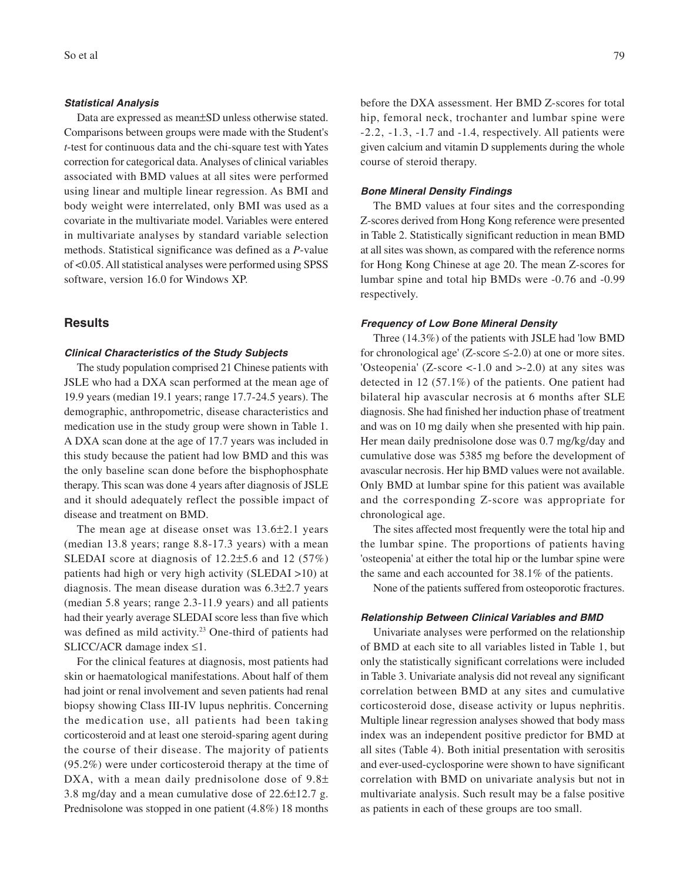### *Statistical Analysis*

Data are expressed as mean±SD unless otherwise stated. Comparisons between groups were made with the Student's *t*-test for continuous data and the chi-square test with Yates correction for categorical data. Analyses of clinical variables associated with BMD values at all sites were performed using linear and multiple linear regression. As BMI and body weight were interrelated, only BMI was used as a covariate in the multivariate model. Variables were entered in multivariate analyses by standard variable selection methods. Statistical significance was defined as a *P*-value of <0.05. All statistical analyses were performed using SPSS software, version 16.0 for Windows XP.

## Results

### *Clinical Characteristics of the Study Subjects*

The study population comprised 21 Chinese patients with JSLE who had a DXA scan performed at the mean age of 19.9 years (median 19.1 years; range 17.7-24.5 years). The demographic, anthropometric, disease characteristics and medication use in the study group were shown in Table 1. A DXA scan done at the age of 17.7 years was included in this study because the patient had low BMD and this was the only baseline scan done before the bisphophosphate therapy. This scan was done 4 years after diagnosis of JSLE and it should adequately reflect the possible impact of disease and treatment on BMD.

The mean age at disease onset was 13.6±2.1 years (median 13.8 years; range 8.8-17.3 years) with a mean SLEDAI score at diagnosis of 12.2±5.6 and 12 (57%) patients had high or very high activity (SLEDAI >10) at diagnosis. The mean disease duration was 6.3±2.7 years (median 5.8 years; range 2.3-11.9 years) and all patients had their yearly average SLEDAI score less than five which was defined as mild activity.[23] One-third of patients had SLICC/ACR damage index ≤1.

For the clinical features at diagnosis, most patients had skin or haematological manifestations. About half of them had joint or renal involvement and seven patients had renal biopsy showing Class III-IV lupus nephritis. Concerning the medication use, all patients had been taking corticosteroid and at least one steroid-sparing agent during the course of their disease. The majority of patients (95.2%) were under corticosteroid therapy at the time of DXA, with a mean daily prednisolone dose of 9.8± 3.8 mg/day and a mean cumulative dose of 22.6±12.7 g. Prednisolone was stopped in one patient (4.8%) 18 months before the DXA assessment. Her BMD Z-scores for total hip, femoral neck, trochanter and lumbar spine were -2.2, -1.3, -1.7 and -1.4, respectively. All patients were given calcium and vitamin D supplements during the whole course of steroid therapy.

### *Bone Mineral Density Findings*

The BMD values at four sites and the corresponding Z-scores derived from Hong Kong reference were presented in Table 2. Statistically significant reduction in mean BMD at all sites was shown, as compared with the reference norms for Hong Kong Chinese at age 20. The mean Z-scores for lumbar spine and total hip BMDs were -0.76 and -0.99 respectively.

### *Frequency of Low Bone Mineral Density*

Three (14.3%) of the patients with JSLE had 'low BMD for chronological age' (Z-score ≤-2.0) at one or more sites. 'Osteopenia' (Z-score <-1.0 and >-2.0) at any sites was detected in 12 (57.1%) of the patients. One patient had bilateral hip avascular necrosis at 6 months after SLE diagnosis. She had finished her induction phase of treatment and was on 10 mg daily when she presented with hip pain. Her mean daily prednisolone dose was 0.7 mg/kg/day and cumulative dose was 5385 mg before the development of avascular necrosis. Her hip BMD values were not available. Only BMD at lumbar spine for this patient was available and the corresponding Z-score was appropriate for chronological age.

The sites affected most frequently were the total hip and the lumbar spine. The proportions of patients having 'osteopenia' at either the total hip or the lumbar spine were the same and each accounted for 38.1% of the patients.

None of the patients suffered from osteoporotic fractures.

### *Relationship Between Clinical Variables and BMD*

Univariate analyses were performed on the relationship of BMD at each site to all variables listed in Table 1, but only the statistically significant correlations were included in Table 3. Univariate analysis did not reveal any significant correlation between BMD at any sites and cumulative corticosteroid dose, disease activity or lupus nephritis. Multiple linear regression analyses showed that body mass index was an independent positive predictor for BMD at all sites (Table 4). Both initial presentation with serositis and ever-used-cyclosporine were shown to have significant correlation with BMD on univariate analysis but not in multivariate analysis. Such result may be a false positive as patients in each of these groups are too small.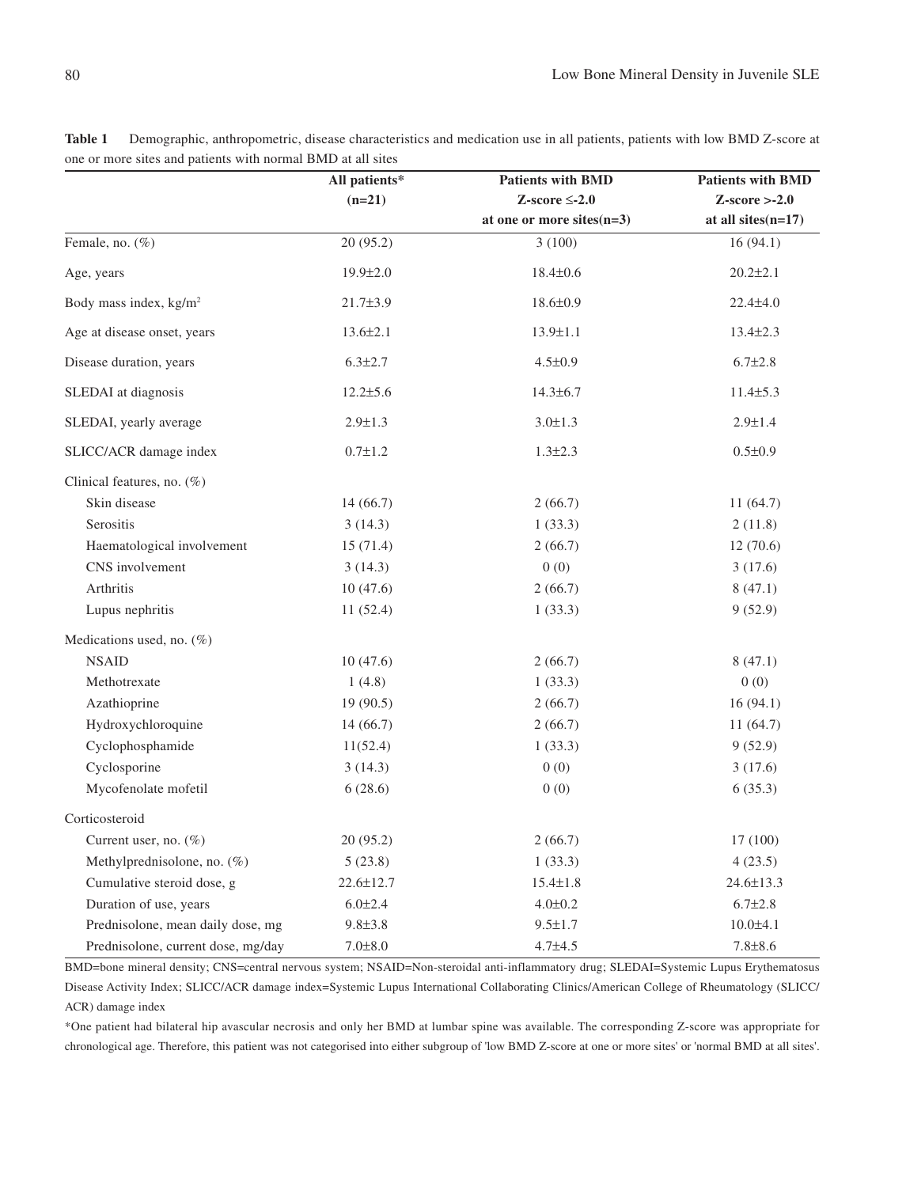**Table 1** Demographic, anthropometric, disease characteristics and medication use in all patients, patients with low BMD Z-score at one or more sites and patients with normal BMD at all sites

| | All patients* (n=21) | Patients with BMD Z-score ≤-2.0 at one or more sites(n=3) | Patients with BMD Z-score >-2.0 at all sites(n=17) |
|---|---|---|---|
| Female, no. (%) | 20 (95.2) | 3 (100) | 16 (94.1) |
| Age, years | 19.9±2.0 | 18.4±0.6 | 20.2±2.1 |
| Body mass index, kg/m$^2$ | 21.7±3.9 | 18.6±0.9 | 22.4±4.0 |
| Age at disease onset, years | 13.6±2.1 | 13.9±1.1 | 13.4±2.3 |
| Disease duration, years | 6.3±2.7 | 4.5±0.9 | 6.7±2.8 |
| SLEDAI at diagnosis | 12.2±5.6 | 14.3±6.7 | 11.4±5.3 |
| SLEDAI, yearly average | 2.9±1.3 | 3.0±1.3 | 2.9±1.4 |
| SLICC/ACR damage index | 0.7±1.2 | 1.3±2.3 | 0.5±0.9 |
| Clinical features, no. (%) | | | |
| Skin disease | 14 (66.7) | 2 (66.7) | 11 (64.7) |
| Serositis | 3 (14.3) | 1 (33.3) | 2 (11.8) |
| Haematological involvement | 15 (71.4) | 2 (66.7) | 12 (70.6) |
| CNS involvement | 3 (14.3) | 0 (0) | 3 (17.6) |
| Arthritis | 10 (47.6) | 2 (66.7) | 8 (47.1) |
| Lupus nephritis | 11 (52.4) | 1 (33.3) | 9 (52.9) |
| Medications used, no. (%) | | | |
| NSAID | 10 (47.6) | 2 (66.7) | 8 (47.1) |
| Methotrexate | 1 (4.8) | 1 (33.3) | 0 (0) |
| Azathioprine | 19 (90.5) | 2 (66.7) | 16 (94.1) |
| Hydroxychloroquine | 14 (66.7) | 2 (66.7) | 11 (64.7) |
| Cyclophosphamide | 11(52.4) | 1 (33.3) | 9 (52.9) |
| Cyclosporine | 3 (14.3) | 0 (0) | 3 (17.6) |
| Mycofenolate mofetil | 6 (28.6) | 0 (0) | 6 (35.3) |
| Corticosteroid | | | |
| Current user, no. (%) | 20 (95.2) | 2 (66.7) | 17 (100) |
| Methylprednisolone, no. (%) | 5 (23.8) | 1 (33.3) | 4 (23.5) |
| Cumulative steroid dose, g | 22.6±12.7 | 15.4±1.8 | 24.6±13.3 |
| Duration of use, years | 6.0±2.4 | 4.0±0.2 | 6.7±2.8 |
| Prednisolone, mean daily dose, mg | 9.8±3.8 | 9.5±1.7 | 10.0±4.1 |
| Prednisolone, current dose, mg/day | 7.0±8.0 | 4.7±4.5 | 7.8±8.6 |

BMD=bone mineral density; CNS=central nervous system; NSAID=Non-steroidal anti-inflammatory drug; SLEDAI=Systemic Lupus Erythematosus Disease Activity Index; SLICC/ACR damage index=Systemic Lupus International Collaborating Clinics/American College of Rheumatology (SLICC/ACR) damage index

*One patient had bilateral hip avascular necrosis and only her BMD at lumbar spine was available. The corresponding Z-score was appropriate for chronological age. Therefore, this patient was not categorised into either subgroup of 'low BMD Z-score at one or more sites' or 'normal BMD at all sites'.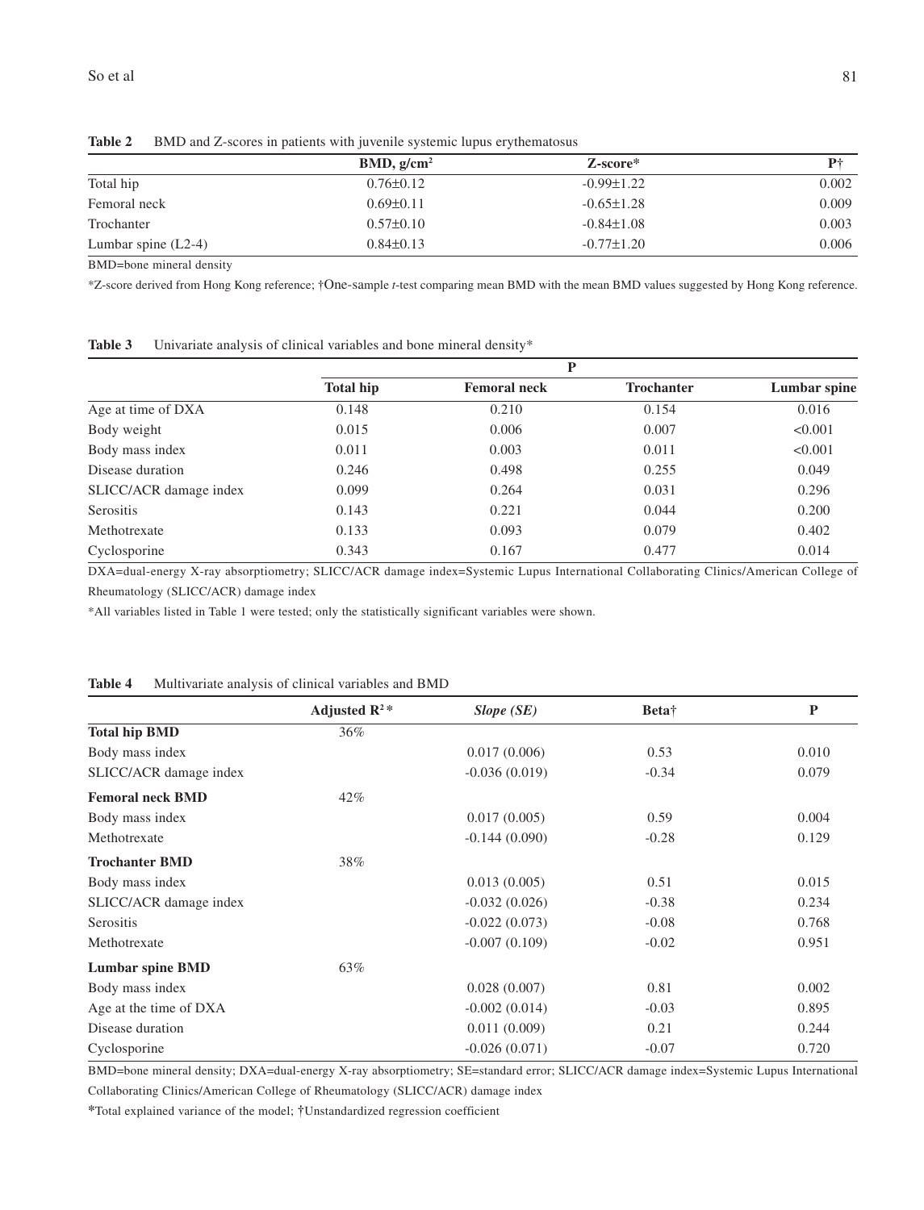**Table 2** BMD and Z-scores in patients with juvenile systemic lupus erythematosus

| | BMD, g/cm² | Z-score* | P† |
|---|---|---|---|
| Total hip | 0.76±0.12 | -0.99±1.22 | 0.002 |
| Femoral neck | 0.69±0.11 | -0.65±1.28 | 0.009 |
| Trochanter | 0.57±0.10 | -0.84±1.08 | 0.003 |
| Lumbar spine (L2-4) | 0.84±0.13 | -0.77±1.20 | 0.006 |

BMD=bone mineral density

*Z-score derived from Hong Kong reference; †One-sample *t*-test comparing mean BMD with the mean BMD values suggested by Hong Kong reference.

**Table 3** Univariate analysis of clinical variables and bone mineral density*

| | P | | | |
|---|---|---|---|---|
| | **Total hip** | **Femoral neck** | **Trochanter** | **Lumbar spine** |
| Age at time of DXA | 0.148 | 0.210 | 0.154 | 0.016 |
| Body weight | 0.015 | 0.006 | 0.007 | <0.001 |
| Body mass index | 0.011 | 0.003 | 0.011 | <0.001 |
| Disease duration | 0.246 | 0.498 | 0.255 | 0.049 |
| SLICC/ACR damage index | 0.099 | 0.264 | 0.031 | 0.296 |
| Serositis | 0.143 | 0.221 | 0.044 | 0.200 |
| Methotrexate | 0.133 | 0.093 | 0.079 | 0.402 |
| Cyclosporine | 0.343 | 0.167 | 0.477 | 0.014 |

DXA=dual-energy X-ray absorptiometry; SLICC/ACR damage index=Systemic Lupus International Collaborating Clinics/American College of Rheumatology (SLICC/ACR) damage index

*All variables listed in Table 1 were tested; only the statistically significant variables were shown.

**Table 4** Multivariate analysis of clinical variables and BMD

| | Adjusted $R^2$* | *Slope (SE)* | Beta† | P |
|---|---|---|---|---|
| **Total hip BMD** | 36% | | | |
| Body mass index | | 0.017 (0.006) | 0.53 | 0.010 |
| SLICC/ACR damage index | | -0.036 (0.019) | -0.34 | 0.079 |
| **Femoral neck BMD** | 42% | | | |
| Body mass index | | 0.017 (0.005) | 0.59 | 0.004 |
| Methotrexate | | -0.144 (0.090) | -0.28 | 0.129 |
| **Trochanter BMD** | 38% | | | |
| Body mass index | | 0.013 (0.005) | 0.51 | 0.015 |
| SLICC/ACR damage index | | -0.032 (0.026) | -0.38 | 0.234 |
| Serositis | | -0.022 (0.073) | -0.08 | 0.768 |
| Methotrexate | | -0.007 (0.109) | -0.02 | 0.951 |
| **Lumbar spine BMD** | 63% | | | |
| Body mass index | | 0.028 (0.007) | 0.81 | 0.002 |
| Age at the time of DXA | | -0.002 (0.014) | -0.03 | 0.895 |
| Disease duration | | 0.011 (0.009) | 0.21 | 0.244 |
| Cyclosporine | | -0.026 (0.071) | -0.07 | 0.720 |

BMD=bone mineral density; DXA=dual-energy X-ray absorptiometry; SE=standard error; SLICC/ACR damage index=Systemic Lupus International Collaborating Clinics/American College of Rheumatology (SLICC/ACR) damage index

*Total explained variance of the model; †Unstandardized regression coefficient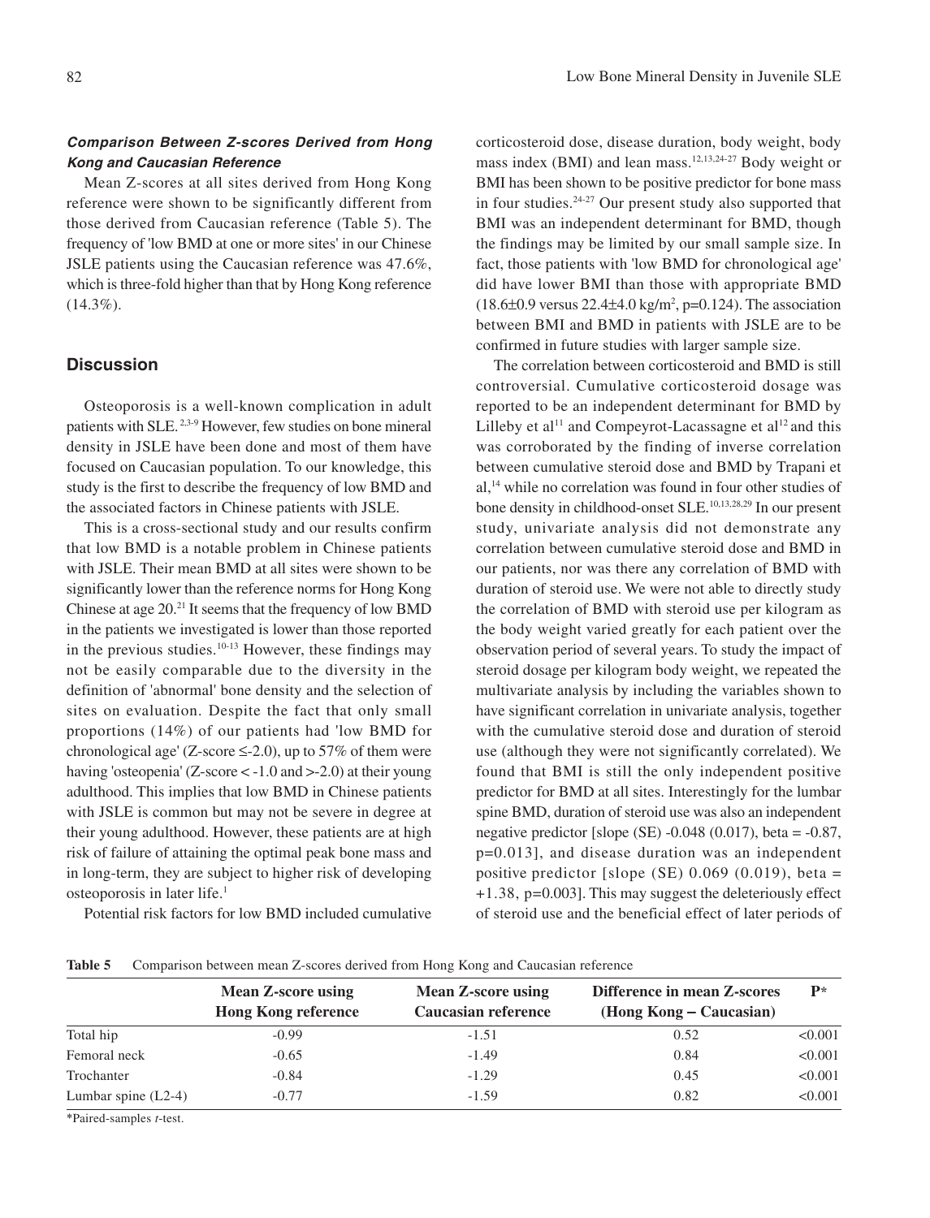### *Comparison Between Z-scores Derived from Hong Kong and Caucasian Reference*

Mean Z-scores at all sites derived from Hong Kong reference were shown to be significantly different from those derived from Caucasian reference (Table 5). The frequency of 'low BMD at one or more sites' in our Chinese JSLE patients using the Caucasian reference was 47.6%, which is three-fold higher than that by Hong Kong reference (14.3%).

## Discussion

Osteoporosis is a well-known complication in adult patients with SLE.[2,3-9] However, few studies on bone mineral density in JSLE have been done and most of them have focused on Caucasian population. To our knowledge, this study is the first to describe the frequency of low BMD and the associated factors in Chinese patients with JSLE.

This is a cross-sectional study and our results confirm that low BMD is a notable problem in Chinese patients with JSLE. Their mean BMD at all sites were shown to be significantly lower than the reference norms for Hong Kong Chinese at age 20.[21] It seems that the frequency of low BMD in the patients we investigated is lower than those reported in the previous studies.[10-13] However, these findings may not be easily comparable due to the diversity in the definition of 'abnormal' bone density and the selection of sites on evaluation. Despite the fact that only small proportions (14%) of our patients had 'low BMD for chronological age' (Z-score ≤-2.0), up to 57% of them were having 'osteopenia' (Z-score < -1.0 and >-2.0) at their young adulthood. This implies that low BMD in Chinese patients with JSLE is common but may not be severe in degree at their young adulthood. However, these patients are at high risk of failure of attaining the optimal peak bone mass and in long-term, they are subject to higher risk of developing osteoporosis in later life.[1]

Potential risk factors for low BMD included cumulative corticosteroid dose, disease duration, body weight, body mass index (BMI) and lean mass.[12,13,24-27] Body weight or BMI has been shown to be positive predictor for bone mass in four studies.[24-27] Our present study also supported that BMI was an independent determinant for BMD, though the findings may be limited by our small sample size. In fact, those patients with 'low BMD for chronological age' did have lower BMI than those with appropriate BMD ($18.6\pm0.9$ versus $22.4\pm4.0$ kg/m$^2$, p=0.124). The association between BMI and BMD in patients with JSLE are to be confirmed in future studies with larger sample size.

The correlation between corticosteroid and BMD is still controversial. Cumulative corticosteroid dosage was reported to be an independent determinant for BMD by Lilleby et al[11] and Compeyrot-Lacassagne et al[12] and this was corroborated by the finding of inverse correlation between cumulative steroid dose and BMD by Trapani et al,[14] while no correlation was found in four other studies of bone density in childhood-onset SLE.[10,13,28,29] In our present study, univariate analysis did not demonstrate any correlation between cumulative steroid dose and BMD in our patients, nor was there any correlation of BMD with duration of steroid use. We were not able to directly study the correlation of BMD with steroid use per kilogram as the body weight varied greatly for each patient over the observation period of several years. To study the impact of steroid dosage per kilogram body weight, we repeated the multivariate analysis by including the variables shown to have significant correlation in univariate analysis, together with the cumulative steroid dose and duration of steroid use (although they were not significantly correlated). We found that BMI is still the only independent positive predictor for BMD at all sites. Interestingly for the lumbar spine BMD, duration of steroid use was also an independent negative predictor [slope (SE) -0.048 (0.017), beta = -0.87, p=0.013], and disease duration was an independent positive predictor [slope (SE) 0.069 (0.019), beta = +1.38, p=0.003]. This may suggest the deleteriously effect of steroid use and the beneficial effect of later periods of

**Table 5** Comparison between mean Z-scores derived from Hong Kong and Caucasian reference

| | Mean Z-score using Hong Kong reference | Mean Z-score using Caucasian reference | Difference in mean Z-scores (Hong Kong – Caucasian) | P* |
|---|---|---|---|---|
| Total hip | -0.99 | -1.51 | 0.52 | <0.001 |
| Femoral neck | -0.65 | -1.49 | 0.84 | <0.001 |
| Trochanter | -0.84 | -1.29 | 0.45 | <0.001 |
| Lumbar spine (L2-4) | -0.77 | -1.59 | 0.82 | <0.001 |

*Paired-samples *t*-test.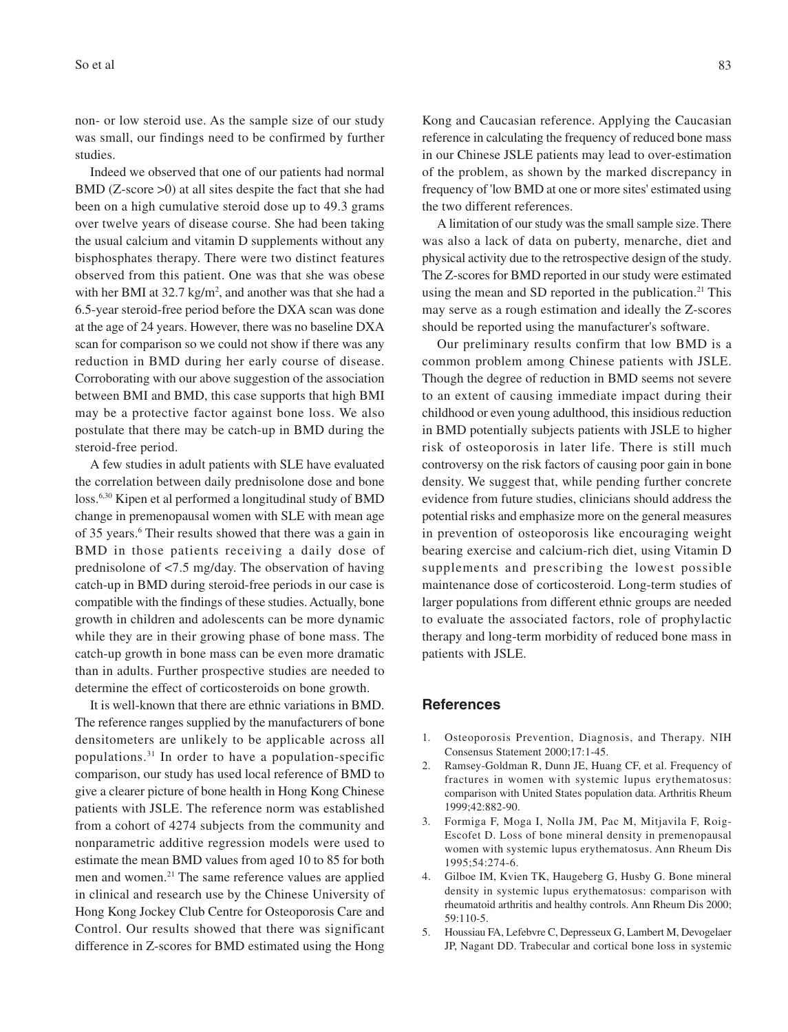non- or low steroid use. As the sample size of our study was small, our findings need to be confirmed by further studies.

Indeed we observed that one of our patients had normal BMD (Z-score >0) at all sites despite the fact that she had been on a high cumulative steroid dose up to 49.3 grams over twelve years of disease course. She had been taking the usual calcium and vitamin D supplements without any bisphosphates therapy. There were two distinct features observed from this patient. One was that she was obese with her BMI at 32.7 kg/m$^2$, and another was that she had a 6.5-year steroid-free period before the DXA scan was done at the age of 24 years. However, there was no baseline DXA scan for comparison so we could not show if there was any reduction in BMD during her early course of disease. Corroborating with our above suggestion of the association between BMI and BMD, this case supports that high BMI may be a protective factor against bone loss. We also postulate that there may be catch-up in BMD during the steroid-free period.

A few studies in adult patients with SLE have evaluated the correlation between daily prednisolone dose and bone loss.[6,30] Kipen et al performed a longitudinal study of BMD change in premenopausal women with SLE with mean age of 35 years.[6] Their results showed that there was a gain in BMD in those patients receiving a daily dose of prednisolone of <7.5 mg/day. The observation of having catch-up in BMD during steroid-free periods in our case is compatible with the findings of these studies. Actually, bone growth in children and adolescents can be more dynamic while they are in their growing phase of bone mass. The catch-up growth in bone mass can be even more dramatic than in adults. Further prospective studies are needed to determine the effect of corticosteroids on bone growth.

It is well-known that there are ethnic variations in BMD. The reference ranges supplied by the manufacturers of bone densitometers are unlikely to be applicable across all populations.[31] In order to have a population-specific comparison, our study has used local reference of BMD to give a clearer picture of bone health in Hong Kong Chinese patients with JSLE. The reference norm was established from a cohort of 4274 subjects from the community and nonparametric additive regression models were used to estimate the mean BMD values from aged 10 to 85 for both men and women.[21] The same reference values are applied in clinical and research use by the Chinese University of Hong Kong Jockey Club Centre for Osteoporosis Care and Control. Our results showed that there was significant difference in Z-scores for BMD estimated using the Hong Kong and Caucasian reference. Applying the Caucasian reference in calculating the frequency of reduced bone mass in our Chinese JSLE patients may lead to over-estimation of the problem, as shown by the marked discrepancy in frequency of 'low BMD at one or more sites' estimated using the two different references.

A limitation of our study was the small sample size. There was also a lack of data on puberty, menarche, diet and physical activity due to the retrospective design of the study. The Z-scores for BMD reported in our study were estimated using the mean and SD reported in the publication.[21] This may serve as a rough estimation and ideally the Z-scores should be reported using the manufacturer's software.

Our preliminary results confirm that low BMD is a common problem among Chinese patients with JSLE. Though the degree of reduction in BMD seems not severe to an extent of causing immediate impact during their childhood or even young adulthood, this insidious reduction in BMD potentially subjects patients with JSLE to higher risk of osteoporosis in later life. There is still much controversy on the risk factors of causing poor gain in bone density. We suggest that, while pending further concrete evidence from future studies, clinicians should address the potential risks and emphasize more on the general measures in prevention of osteoporosis like encouraging weight bearing exercise and calcium-rich diet, using Vitamin D supplements and prescribing the lowest possible maintenance dose of corticosteroid. Long-term studies of larger populations from different ethnic groups are needed to evaluate the associated factors, role of prophylactic therapy and long-term morbidity of reduced bone mass in patients with JSLE.

## References

1. Osteoporosis Prevention, Diagnosis, and Therapy. NIH Consensus Statement 2000;17:1-45.
2. Ramsey-Goldman R, Dunn JE, Huang CF, et al. Frequency of fractures in women with systemic lupus erythematosus: comparison with United States population data. Arthritis Rheum 1999;42:882-90.
3. Formiga F, Moga I, Nolla JM, Pac M, Mitjavila F, Roig-Escofet D. Loss of bone mineral density in premenopausal women with systemic lupus erythematosus. Ann Rheum Dis 1995;54:274-6.
4. Gilboe IM, Kvien TK, Haugeberg G, Husby G. Bone mineral density in systemic lupus erythematosus: comparison with rheumatoid arthritis and healthy controls. Ann Rheum Dis 2000; 59:110-5.
5. Houssiau FA, Lefebvre C, Depresseux G, Lambert M, Devogelaer JP, Nagant DD. Trabecular and cortical bone loss in systemic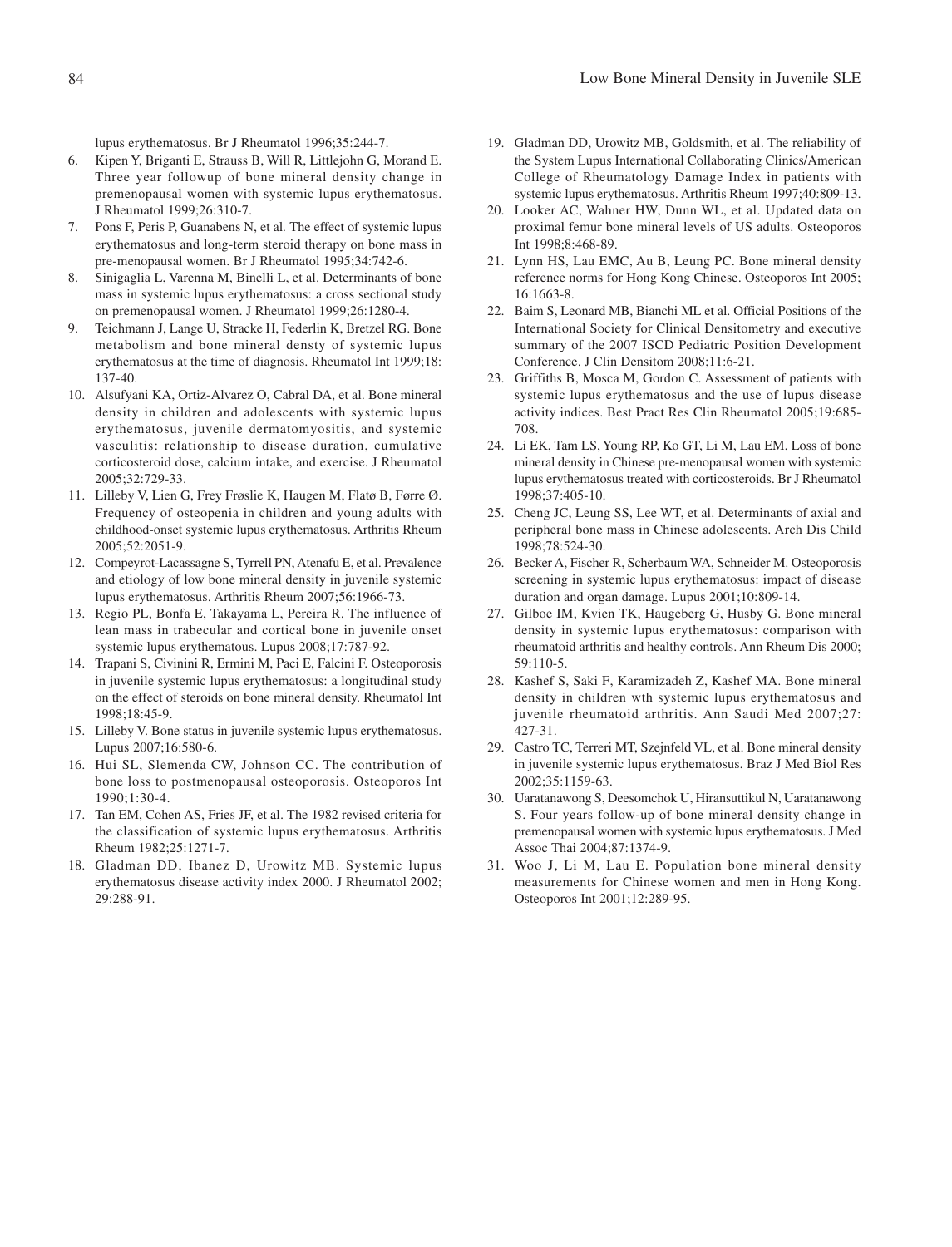lupus erythematosus. Br J Rheumatol 1996;35:244-7.

6. Kipen Y, Briganti E, Strauss B, Will R, Littlejohn G, Morand E. Three year followup of bone mineral density change in premenopausal women with systemic lupus erythematosus. J Rheumatol 1999;26:310-7.
7. Pons F, Peris P, Guanabens N, et al. The effect of systemic lupus erythematosus and long-term steroid therapy on bone mass in pre-menopausal women. Br J Rheumatol 1995;34:742-6.
8. Sinigaglia L, Varenna M, Binelli L, et al. Determinants of bone mass in systemic lupus erythematosus: a cross sectional study on premenopausal women. J Rheumatol 1999;26:1280-4.
9. Teichmann J, Lange U, Stracke H, Federlin K, Bretzel RG. Bone metabolism and bone mineral densty of systemic lupus erythematosus at the time of diagnosis. Rheumatol Int 1999;18: 137-40.
10. Alsufyani KA, Ortiz-Alvarez O, Cabral DA, et al. Bone mineral density in children and adolescents with systemic lupus erythematosus, juvenile dermatomyositis, and systemic vasculitis: relationship to disease duration, cumulative corticosteroid dose, calcium intake, and exercise. J Rheumatol 2005;32:729-33.
11. Lilleby V, Lien G, Frey Frøslie K, Haugen M, Flatø B, Førre Ø. Frequency of osteopenia in children and young adults with childhood-onset systemic lupus erythematosus. Arthritis Rheum 2005;52:2051-9.
12. Compeyrot-Lacassagne S, Tyrrell PN, Atenafu E, et al. Prevalence and etiology of low bone mineral density in juvenile systemic lupus erythematosus. Arthritis Rheum 2007;56:1966-73.
13. Regio PL, Bonfa E, Takayama L, Pereira R. The influence of lean mass in trabecular and cortical bone in juvenile onset systemic lupus erythematous. Lupus 2008;17:787-92.
14. Trapani S, Civinini R, Ermini M, Paci E, Falcini F. Osteoporosis in juvenile systemic lupus erythematosus: a longitudinal study on the effect of steroids on bone mineral density. Rheumatol Int 1998;18:45-9.
15. Lilleby V. Bone status in juvenile systemic lupus erythematosus. Lupus 2007;16:580-6.
16. Hui SL, Slemenda CW, Johnson CC. The contribution of bone loss to postmenopausal osteoporosis. Osteoporos Int 1990;1:30-4.
17. Tan EM, Cohen AS, Fries JF, et al. The 1982 revised criteria for the classification of systemic lupus erythematosus. Arthritis Rheum 1982;25:1271-7.
18. Gladman DD, Ibanez D, Urowitz MB. Systemic lupus erythematosus disease activity index 2000. J Rheumatol 2002; 29:288-91.
19. Gladman DD, Urowitz MB, Goldsmith, et al. The reliability of the System Lupus International Collaborating Clinics/American College of Rheumatology Damage Index in patients with systemic lupus erythematosus. Arthritis Rheum 1997;40:809-13.
20. Looker AC, Wahner HW, Dunn WL, et al. Updated data on proximal femur bone mineral levels of US adults. Osteoporos Int 1998;8:468-89.
21. Lynn HS, Lau EMC, Au B, Leung PC. Bone mineral density reference norms for Hong Kong Chinese. Osteoporos Int 2005; 16:1663-8.
22. Baim S, Leonard MB, Bianchi ML et al. Official Positions of the International Society for Clinical Densitometry and executive summary of the 2007 ISCD Pediatric Position Development Conference. J Clin Densitom 2008;11:6-21.
23. Griffiths B, Mosca M, Gordon C. Assessment of patients with systemic lupus erythematosus and the use of lupus disease activity indices. Best Pract Res Clin Rheumatol 2005;19:685-708.
24. Li EK, Tam LS, Young RP, Ko GT, Li M, Lau EM. Loss of bone mineral density in Chinese pre-menopausal women with systemic lupus erythematosus treated with corticosteroids. Br J Rheumatol 1998;37:405-10.
25. Cheng JC, Leung SS, Lee WT, et al. Determinants of axial and peripheral bone mass in Chinese adolescents. Arch Dis Child 1998;78:524-30.
26. Becker A, Fischer R, Scherbaum WA, Schneider M. Osteoporosis screening in systemic lupus erythematosus: impact of disease duration and organ damage. Lupus 2001;10:809-14.
27. Gilboe IM, Kvien TK, Haugeberg G, Husby G. Bone mineral density in systemic lupus erythematosus: comparison with rheumatoid arthritis and healthy controls. Ann Rheum Dis 2000; 59:110-5.
28. Kashef S, Saki F, Karamizadeh Z, Kashef MA. Bone mineral density in children wth systemic lupus erythematosus and juvenile rheumatoid arthritis. Ann Saudi Med 2007;27: 427-31.
29. Castro TC, Terreri MT, Szejnfeld VL, et al. Bone mineral density in juvenile systemic lupus erythematosus. Braz J Med Biol Res 2002;35:1159-63.
30. Uaratanawong S, Deesomchok U, Hiransuttikul N, Uaratanawong S. Four years follow-up of bone mineral density change in premenopausal women with systemic lupus erythematosus. J Med Assoc Thai 2004;87:1374-9.
31. Woo J, Li M, Lau E. Population bone mineral density measurements for Chinese women and men in Hong Kong. Osteoporos Int 2001;12:289-95.